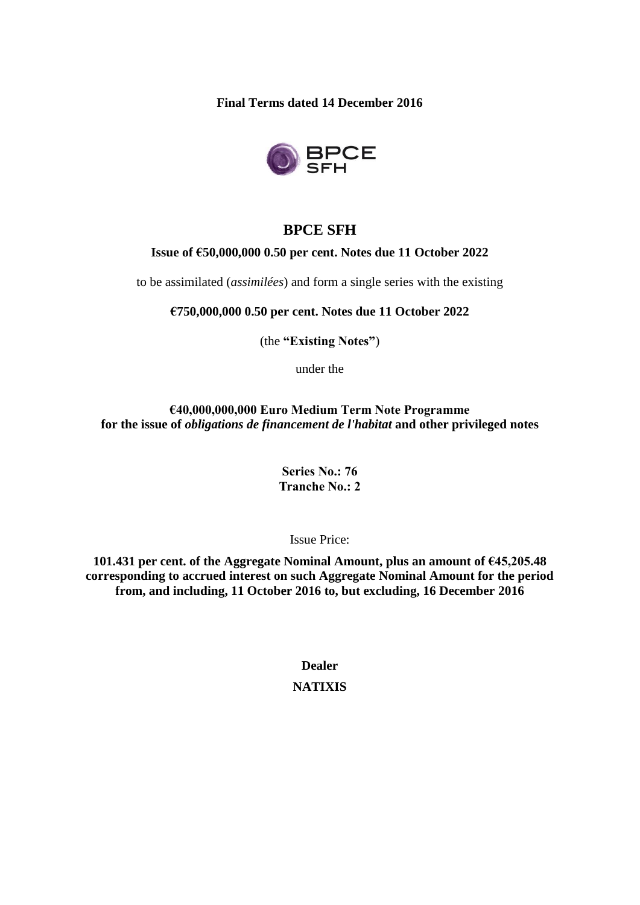**Final Terms dated 14 December 2016**

# BPCE SFH

**Issue of €50,000,000 0.50 per cent. Notes due 11 October 2022**

to be assimilated (*assimilées*) and form a single series with the existing

**€750,000,000 0.50 per cent. Notes due 11 October 2022**

(the **"Existing Notes"**)

under the

**€40,000,000,000 Euro Medium Term Note Programme for the issue of *obligations de financement de l'habitat* and other privileged notes**

**Series No.: 76**
**Tranche No.: 2**

Issue Price:

**101.431 per cent. of the Aggregate Nominal Amount, plus an amount of €45,205.48 corresponding to accrued interest on such Aggregate Nominal Amount for the period from, and including, 11 October 2016 to, but excluding, 16 December 2016**

**Dealer**

**NATIXIS**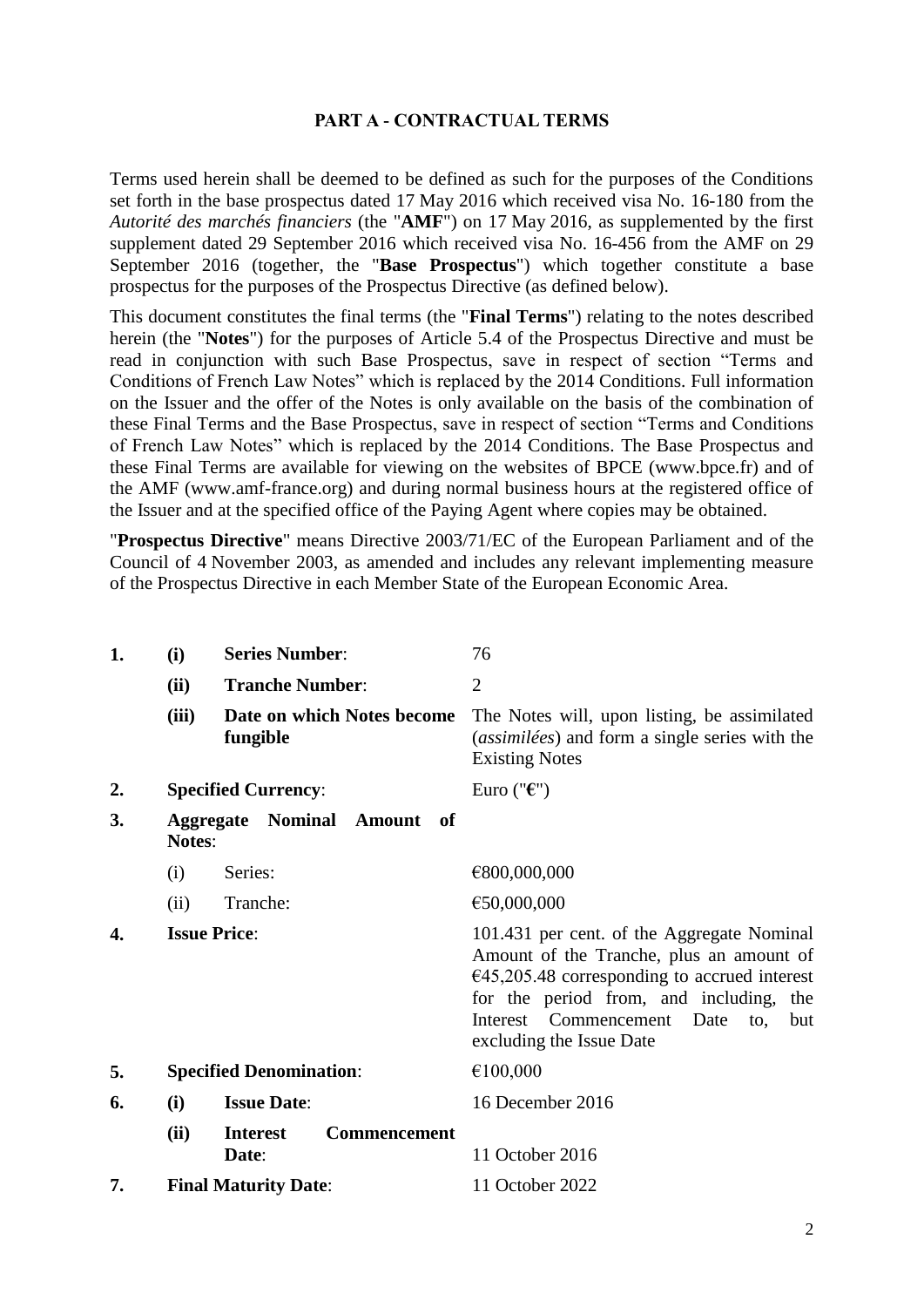## PART A - CONTRACTUAL TERMS

Terms used herein shall be deemed to be defined as such for the purposes of the Conditions set forth in the base prospectus dated 17 May 2016 which received visa No. 16-180 from the *Autorité des marchés financiers* (the "**AMF**") on 17 May 2016, as supplemented by the first supplement dated 29 September 2016 which received visa No. 16-456 from the AMF on 29 September 2016 (together, the "**Base Prospectus**") which together constitute a base prospectus for the purposes of the Prospectus Directive (as defined below).

This document constitutes the final terms (the "**Final Terms**") relating to the notes described herein (the "**Notes**") for the purposes of Article 5.4 of the Prospectus Directive and must be read in conjunction with such Base Prospectus, save in respect of section "Terms and Conditions of French Law Notes" which is replaced by the 2014 Conditions. Full information on the Issuer and the offer of the Notes is only available on the basis of the combination of these Final Terms and the Base Prospectus, save in respect of section "Terms and Conditions of French Law Notes" which is replaced by the 2014 Conditions. The Base Prospectus and these Final Terms are available for viewing on the websites of BPCE (www.bpce.fr) and of the AMF (www.amf-france.org) and during normal business hours at the registered office of the Issuer and at the specified office of the Paying Agent where copies may be obtained.

"**Prospectus Directive**" means Directive 2003/71/EC of the European Parliament and of the Council of 4 November 2003, as amended and includes any relevant implementing measure of the Prospectus Directive in each Member State of the European Economic Area.

| | | | |
|---|---|---|---|
| **1.** | **(i)** | **Series Number**: | 76 |
| | **(ii)** | **Tranche Number**: | 2 |
| | **(iii)** | **Date on which Notes become fungible** | The Notes will, upon listing, be assimilated (*assimilées*) and form a single series with the Existing Notes |
| **2.** | **Specified Currency**: | | Euro ("**€**") |
| **3.** | **Aggregate Nominal Amount of Notes**: | | |
| | (i) | Series: | €800,000,000 |
| | (ii) | Tranche: | €50,000,000 |
| **4.** | **Issue Price**: | | 101.431 per cent. of the Aggregate Nominal Amount of the Tranche, plus an amount of €45,205.48 corresponding to accrued interest for the period from, and including, the Interest Commencement Date to, but excluding the Issue Date |
| **5.** | **Specified Denomination**: | | €100,000 |
| **6.** | **(i)** | **Issue Date**: | 16 December 2016 |
| | **(ii)** | **Interest Commencement Date**: | 11 October 2016 |
| **7.** | **Final Maturity Date**: | | 11 October 2022 |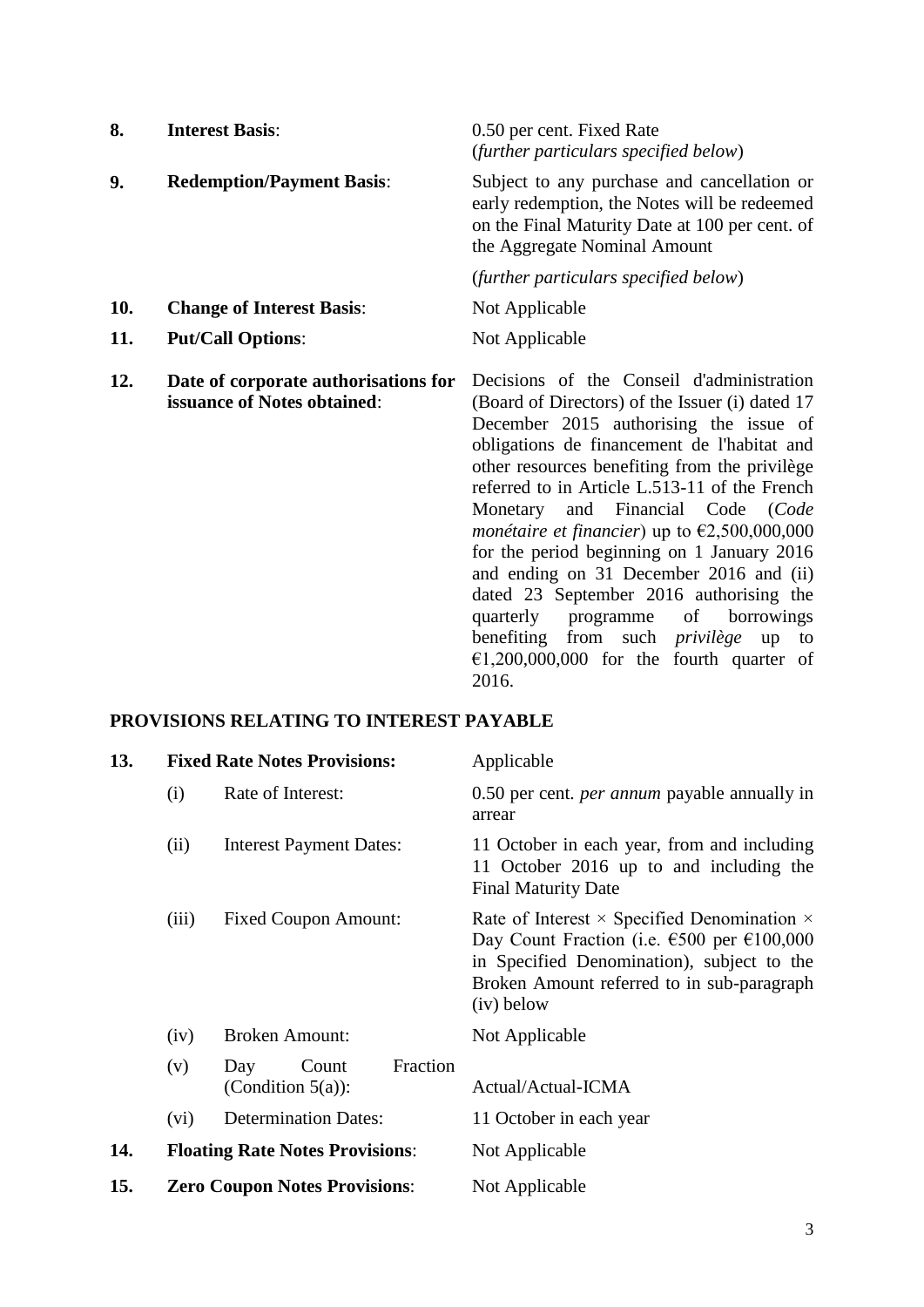| | | |
|---|---|---|
| **8.** | **Interest Basis**: | 0.50 per cent. Fixed Rate (*further particulars specified below*) |
| **9.** | **Redemption/Payment Basis**: | Subject to any purchase and cancellation or early redemption, the Notes will be redeemed on the Final Maturity Date at 100 per cent. of the Aggregate Nominal Amount<br><br>(*further particulars specified below*) |
| **10.** | **Change of Interest Basis**: | Not Applicable |
| **11.** | **Put/Call Options**: | Not Applicable |
| **12.** | **Date of corporate authorisations for issuance of Notes obtained**: | Decisions of the Conseil d'administration (Board of Directors) of the Issuer (i) dated 17 December 2015 authorising the issue of obligations de financement de l'habitat and other resources benefiting from the privilège referred to in Article L.513-11 of the French Monetary and Financial Code (*Code monétaire et financier*) up to €2,500,000,000 for the period beginning on 1 January 2016 and ending on 31 December 2016 and (ii) dated 23 September 2016 authorising the quarterly programme of borrowings benefiting from such *privilège* up to €1,200,000,000 for the fourth quarter of 2016. |

## PROVISIONS RELATING TO INTEREST PAYABLE

| | | | |
|---|---|---|---|
| **13.** | **Fixed Rate Notes Provisions:** | | Applicable |
| | (i) | Rate of Interest: | 0.50 per cent. *per annum* payable annually in arrear |
| | (ii) | Interest Payment Dates: | 11 October in each year, from and including 11 October 2016 up to and including the Final Maturity Date |
| | (iii) | Fixed Coupon Amount: | Rate of Interest × Specified Denomination × Day Count Fraction (i.e. €500 per €100,000 in Specified Denomination), subject to the Broken Amount referred to in sub-paragraph (iv) below |
| | (iv) | Broken Amount: | Not Applicable |
| | (v) | Day Count Fraction (Condition 5(a)): | Actual/Actual-ICMA |
| | (vi) | Determination Dates: | 11 October in each year |
| **14.** | **Floating Rate Notes Provisions**: | | Not Applicable |
| **15.** | **Zero Coupon Notes Provisions**: | | Not Applicable |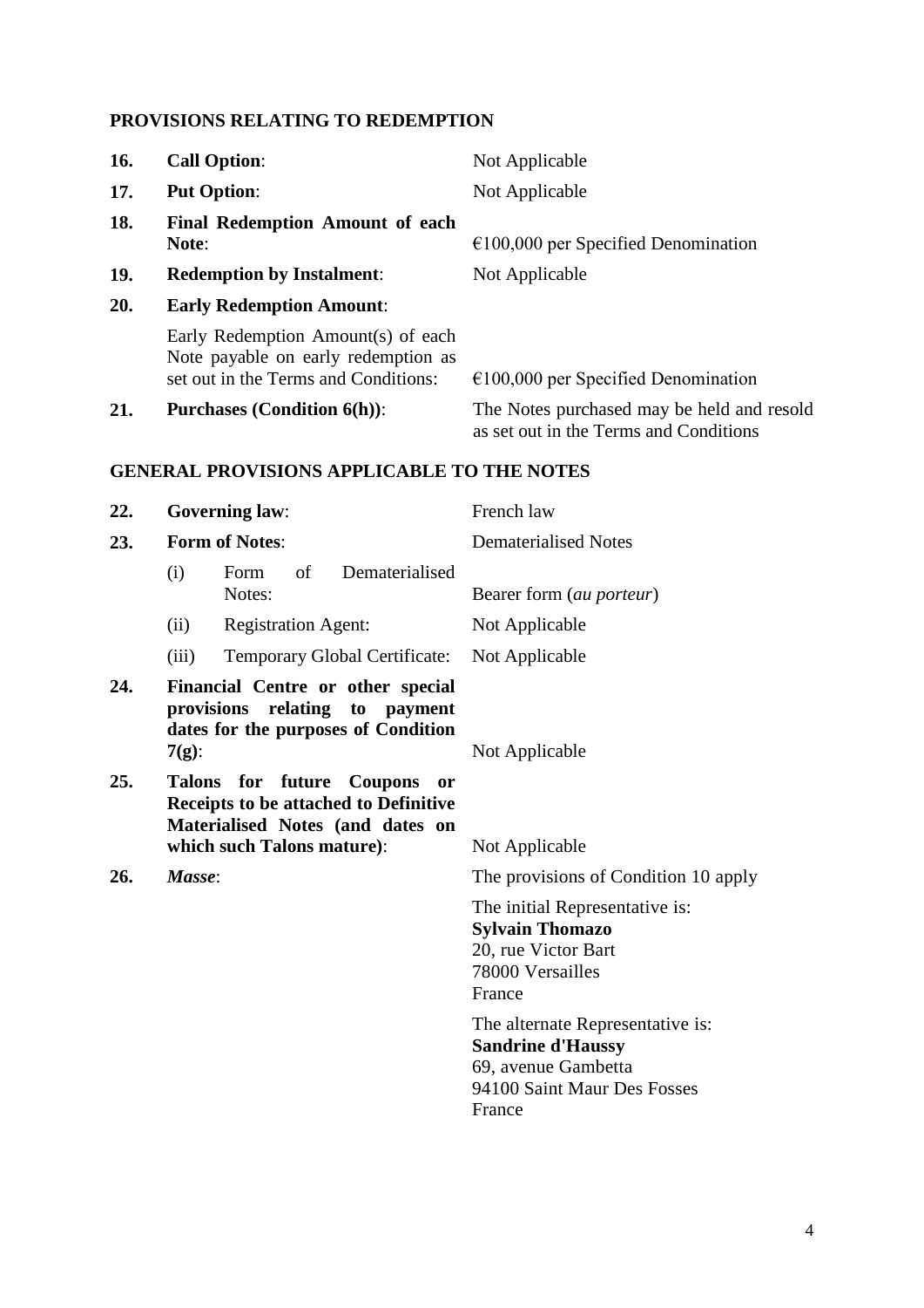## PROVISIONS RELATING TO REDEMPTION

| | | |
|---|---|---|
| **16.** | **Call Option**: | Not Applicable |
| **17.** | **Put Option**: | Not Applicable |
| **18.** | **Final Redemption Amount of each Note**: | €100,000 per Specified Denomination |
| **19.** | **Redemption by Instalment**: | Not Applicable |
| **20.** | **Early Redemption Amount**: | |
| | Early Redemption Amount(s) of each Note payable on early redemption as set out in the Terms and Conditions: | €100,000 per Specified Denomination |
| **21.** | **Purchases (Condition 6(h))**: | The Notes purchased may be held and resold as set out in the Terms and Conditions |

## GENERAL PROVISIONS APPLICABLE TO THE NOTES

| | | |
|---|---|---|
| **22.** | **Governing law**: | French law |
| **23.** | **Form of Notes**: | Dematerialised Notes |
| | (i) Form of Dematerialised Notes: | Bearer form (*au porteur*) |
| | (ii) Registration Agent: | Not Applicable |
| | (iii) Temporary Global Certificate: | Not Applicable |
| **24.** | **Financial Centre or other special provisions relating to payment dates for the purposes of Condition 7(g)**: | Not Applicable |
| **25.** | **Talons for future Coupons or Receipts to be attached to Definitive Materialised Notes (and dates on which such Talons mature)**: | Not Applicable |
| **26.** | ***Masse***: | The provisions of Condition 10 apply<br><br>The initial Representative is:<br>**Sylvain Thomazo**<br>20, rue Victor Bart<br>78000 Versailles<br>France<br><br>The alternate Representative is:<br>**Sandrine d'Haussy**<br>69, avenue Gambetta<br>94100 Saint Maur Des Fosses<br>France |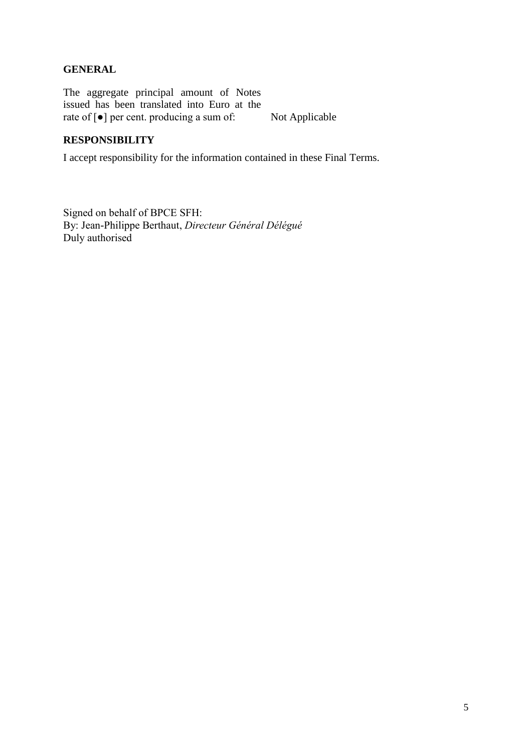**GENERAL**

| | |
|---|---|
| The aggregate principal amount of Notes issued has been translated into Euro at the rate of [●] per cent. producing a sum of: | Not Applicable |

**RESPONSIBILITY**

I accept responsibility for the information contained in these Final Terms.

Signed on behalf of BPCE SFH:
By: Jean-Philippe Berthaut, *Directeur Général Délégué*
Duly authorised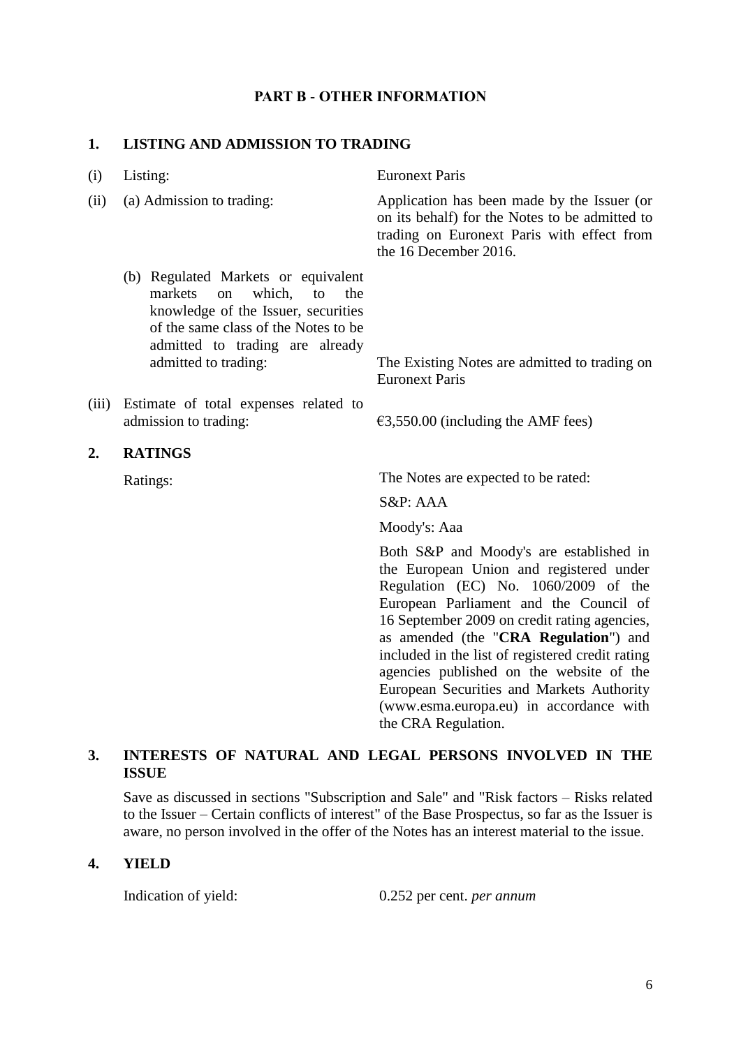## PART B - OTHER INFORMATION

### 1. LISTING AND ADMISSION TO TRADING

| | | |
|---|---|---|
| (i) | Listing: | Euronext Paris |
| (ii) | (a) Admission to trading: | Application has been made by the Issuer (or on its behalf) for the Notes to be admitted to trading on Euronext Paris with effect from the 16 December 2016. |
| | (b) Regulated Markets or equivalent markets on which, to the knowledge of the Issuer, securities of the same class of the Notes to be admitted to trading are already admitted to trading: | The Existing Notes are admitted to trading on Euronext Paris |
| (iii) | Estimate of total expenses related to admission to trading: | €3,550.00 (including the AMF fees) |

### 2. RATINGS

Ratings:

The Notes are expected to be rated:

S&P: AAA

Moody's: Aaa

Both S&P and Moody's are established in the European Union and registered under Regulation (EC) No. 1060/2009 of the European Parliament and the Council of 16 September 2009 on credit rating agencies, as amended (the "**CRA Regulation**") and included in the list of registered credit rating agencies published on the website of the European Securities and Markets Authority (www.esma.europa.eu) in accordance with the CRA Regulation.

### 3. INTERESTS OF NATURAL AND LEGAL PERSONS INVOLVED IN THE ISSUE

Save as discussed in sections "Subscription and Sale" and "Risk factors – Risks related to the Issuer – Certain conflicts of interest" of the Base Prospectus, so far as the Issuer is aware, no person involved in the offer of the Notes has an interest material to the issue.

### 4. YIELD

Indication of yield: 0.252 per cent. *per annum*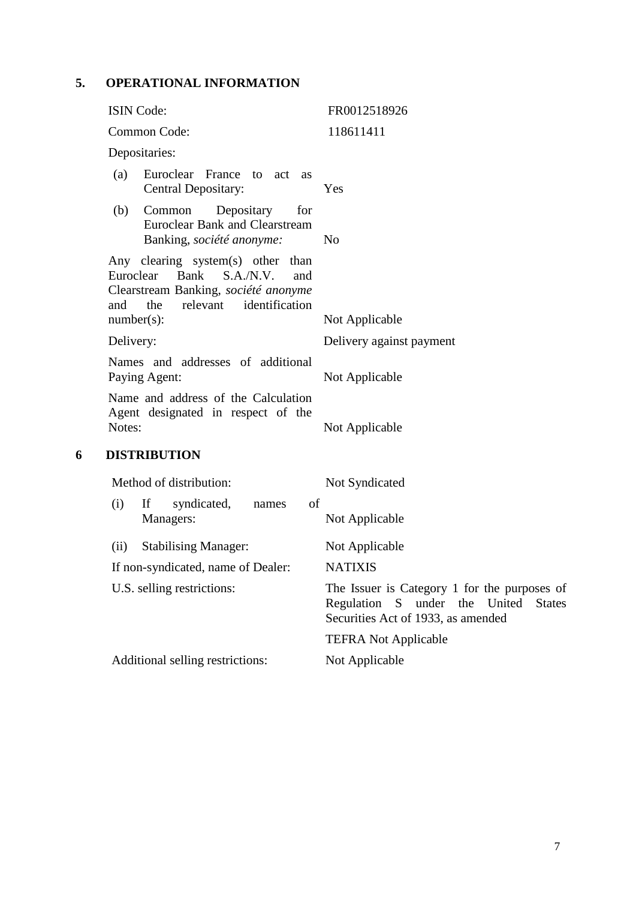## 5. OPERATIONAL INFORMATION

| | |
|---|---|
| ISIN Code: | FR0012518926 |
| Common Code: | 118611411 |
| Depositaries: | |
| (a) Euroclear France to act as Central Depositary: | Yes |
| (b) Common Depositary for Euroclear Bank and Clearstream Banking, *société anonyme:* | No |
| Any clearing system(s) other than Euroclear Bank S.A./N.V. and Clearstream Banking, *société anonyme* and the relevant identification number(s): | Not Applicable |
| Delivery: | Delivery against payment |
| Names and addresses of additional Paying Agent: | Not Applicable |
| Name and address of the Calculation Agent designated in respect of the Notes: | Not Applicable |

## 6 DISTRIBUTION

| | |
|---|---|
| Method of distribution: | Not Syndicated |
| (i) If syndicated, names of Managers: | Not Applicable |
| (ii) Stabilising Manager: | Not Applicable |
| If non-syndicated, name of Dealer: | NATIXIS |
| U.S. selling restrictions: | The Issuer is Category 1 for the purposes of Regulation S under the United States Securities Act of 1933, as amended<br><br>TEFRA Not Applicable |
| Additional selling restrictions: | Not Applicable |